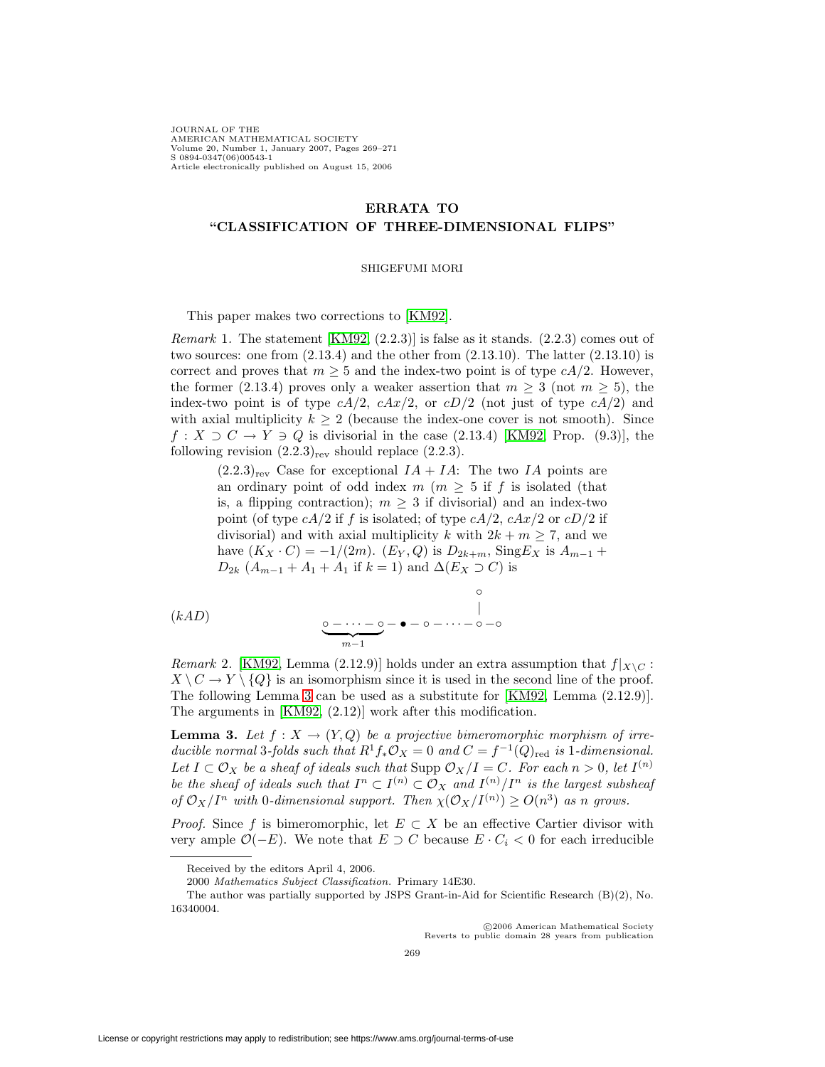# ERRATA TO "CLASSIFICATION OF THREE-DIMENSIONAL FLIPS"

SHIGEFUMI MORI

This paper makes two corrections to [KM92].

*Remark* 1. The statement [KM92, (2.2.3)] is false as it stands. (2.2.3) comes out of two sources: one from (2.13.4) and the other from (2.13.10). The latter (2.13.10) is correct and proves that $m \geq 5$ and the index-two point is of type $cA/2$. However, the former (2.13.4) proves only a weaker assertion that $m \geq 3$ (not $m \geq 5$), the index-two point is of type $cA/2$, $cAx/2$, or $cD/2$ (not just of type $cA/2$) and with axial multiplicity $k \geq 2$ (because the index-one cover is not smooth). Since $f : X \supset C \to Y \ni Q$ is divisorial in the case (2.13.4) [KM92, Prop. (9.3)], the following revision $(2.2.3)_{\text{rev}}$ should replace (2.2.3).

> $(2.2.3)_{\text{rev}}$ Case for exceptional $IA + IA$: The two $IA$ points are an ordinary point of odd index $m$ ($m \geq 5$ if $f$ is isolated (that is, a flipping contraction); $m \geq 3$ if divisorial) and an index-two point (of type $cA/2$ if $f$ is isolated; of type $cA/2$, $cAx/2$ or $cD/2$ if divisorial) and with axial multiplicity $k$ with $2k + m \geq 7$, and we have $(K_X \cdot C) = -1/(2m)$. $(E_Y, Q)$ is $D_{2k+m}$, $\operatorname{Sing} E_X$ is $A_{m-1} + D_{2k}$ ($A_{m-1} + A_1 + A_1$ if $k = 1$) and $\Delta(E_X \supset C)$ is

$$(kAD) \qquad \underbrace{\circ - \cdots - \circ}_{m-1} - \bullet - \circ - \cdots - \overset{\overset{\circ}{|}}{\circ} - \circ$$

*Remark* 2. [KM92, Lemma (2.12.9)] holds under an extra assumption that $f|_{X \setminus C} : X \setminus C \to Y \setminus \{Q\}$ is an isomorphism since it is used in the second line of the proof. The following Lemma 3 can be used as a substitute for [KM92, Lemma (2.12.9)]. The arguments in [KM92, (2.12)] work after this modification.

**Lemma 3.** *Let $f : X \to (Y, Q)$ be a projective bimeromorphic morphism of irreducible normal 3-folds such that $R^1 f_* \mathcal{O}_X = 0$ and $C = f^{-1}(Q)_{\text{red}}$ is 1-dimensional. Let $I \subset \mathcal{O}_X$ be a sheaf of ideals such that $\operatorname{Supp} \mathcal{O}_X / I = C$. For each $n > 0$, let $I^{(n)}$ be the sheaf of ideals such that $I^n \subset I^{(n)} \subset \mathcal{O}_X$ and $I^{(n)}/I^n$ is the largest subsheaf of $\mathcal{O}_X / I^n$ with 0-dimensional support. Then $\chi(\mathcal{O}_X / I^{(n)}) \geq O(n^3)$ as $n$ grows.*

*Proof.* Since $f$ is bimeromorphic, let $E \subset X$ be an effective Cartier divisor with very ample $\mathcal{O}(-E)$. We note that $E \supset C$ because $E \cdot C_i < 0$ for each irreducible

---

Received by the editors April 4, 2006.

2000 *Mathematics Subject Classification.* Primary 14E30.

The author was partially supported by JSPS Grant-in-Aid for Scientific Research (B)(2), No. 16340004.

©2006 American Mathematical Society
Reverts to public domain 28 years from publication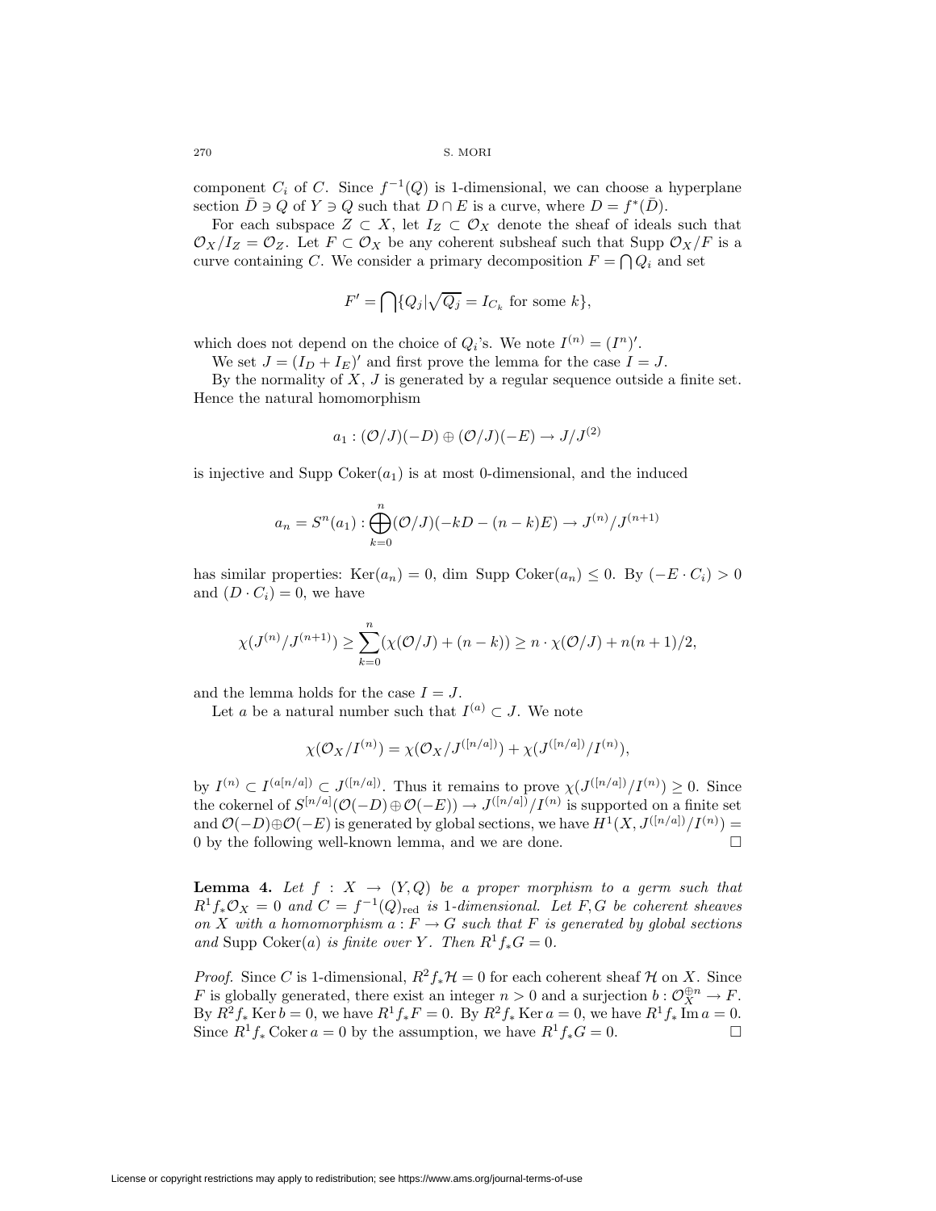component $C_i$ of $C$. Since $f^{-1}(Q)$ is 1-dimensional, we can choose a hyperplane section $\bar{D} \ni Q$ of $Y \ni Q$ such that $D \cap E$ is a curve, where $D = f^*(\bar{D})$.

For each subspace $Z \subset X$, let $I_Z \subset \mathcal{O}_X$ denote the sheaf of ideals such that $\mathcal{O}_X/I_Z = \mathcal{O}_Z$. Let $F \subset \mathcal{O}_X$ be any coherent subsheaf such that Supp $\mathcal{O}_X/F$ is a curve containing $C$. We consider a primary decomposition $F = \bigcap Q_i$ and set

$$F' = \bigcap\{Q_j | \sqrt{Q_j} = I_{C_k} \text{ for some } k\},$$

which does not depend on the choice of $Q_i$'s. We note $I^{(n)} = (I^n)'$.

We set $J = (I_D + I_E)'$ and first prove the lemma for the case $I = J$.

By the normality of $X$, $J$ is generated by a regular sequence outside a finite set. Hence the natural homomorphism

$$a_1 : (\mathcal{O}/J)(-D) \oplus (\mathcal{O}/J)(-E) \to J/J^{(2)}$$

is injective and Supp $\operatorname{Coker}(a_1)$ is at most 0-dimensional, and the induced

$$a_n = S^n(a_1) : \bigoplus_{k=0}^{n} (\mathcal{O}/J)(-kD - (n-k)E) \to J^{(n)}/J^{(n+1)}$$

has similar properties: $\operatorname{Ker}(a_n) = 0$, dim Supp $\operatorname{Coker}(a_n) \leq 0$. By $(-E \cdot C_i) > 0$ and $(D \cdot C_i) = 0$, we have

$$\chi(J^{(n)}/J^{(n+1)}) \geq \sum_{k=0}^{n} (\chi(\mathcal{O}/J) + (n-k)) \geq n \cdot \chi(\mathcal{O}/J) + n(n+1)/2,$$

and the lemma holds for the case $I = J$.

Let $a$ be a natural number such that $I^{(a)} \subset J$. We note

$$\chi(\mathcal{O}_X/I^{(n)}) = \chi(\mathcal{O}_X/J^{([n/a])}) + \chi(J^{([n/a])}/I^{(n)}),$$

by $I^{(n)} \subset I^{(a[n/a])} \subset J^{([n/a])}$. Thus it remains to prove $\chi(J^{([n/a])}/I^{(n)}) \geq 0$. Since the cokernel of $S^{[n/a]}(\mathcal{O}(-D) \oplus \mathcal{O}(-E)) \to J^{([n/a])}/I^{(n)}$ is supported on a finite set and $\mathcal{O}(-D) \oplus \mathcal{O}(-E)$ is generated by global sections, we have $H^1(X, J^{([n/a])}/I^{(n)}) = 0$ by the following well-known lemma, and we are done. $\square$

**Lemma 4.** *Let $f : X \to (Y, Q)$ be a proper morphism to a germ such that $R^1 f_* \mathcal{O}_X = 0$ and $C = f^{-1}(Q)_{\text{red}}$ is 1-dimensional. Let $F, G$ be coherent sheaves on $X$ with a homomorphism $a : F \to G$ such that $F$ is generated by global sections and* Supp $\operatorname{Coker}(a)$ *is finite over $Y$. Then $R^1 f_* G = 0$.*

*Proof.* Since $C$ is 1-dimensional, $R^2 f_* \mathcal{H} = 0$ for each coherent sheaf $\mathcal{H}$ on $X$. Since $F$ is globally generated, there exist an integer $n > 0$ and a surjection $b : \mathcal{O}_X^{\oplus n} \to F$. By $R^2 f_* \operatorname{Ker} b = 0$, we have $R^1 f_* F = 0$. By $R^2 f_* \operatorname{Ker} a = 0$, we have $R^1 f_* \operatorname{Im} a = 0$. Since $R^1 f_* \operatorname{Coker} a = 0$ by the assumption, we have $R^1 f_* G = 0$. $\square$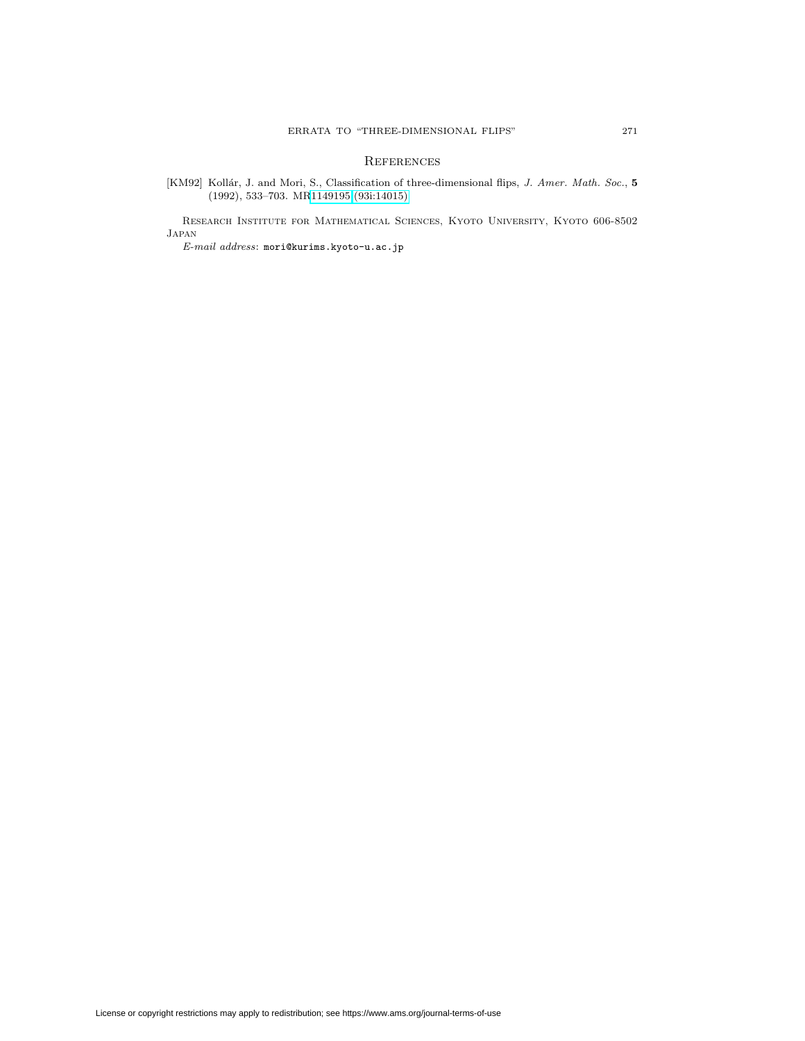## References

[KM92] Kollár, J. and Mori, S., Classification of three-dimensional flips, *J. Amer. Math. Soc.*, **5** (1992), 533–703. MR1149195 (93i:14015)

Research Institute for Mathematical Sciences, Kyoto University, Kyoto 606-8502 Japan

*E-mail address*: `mori@kurims.kyoto-u.ac.jp`